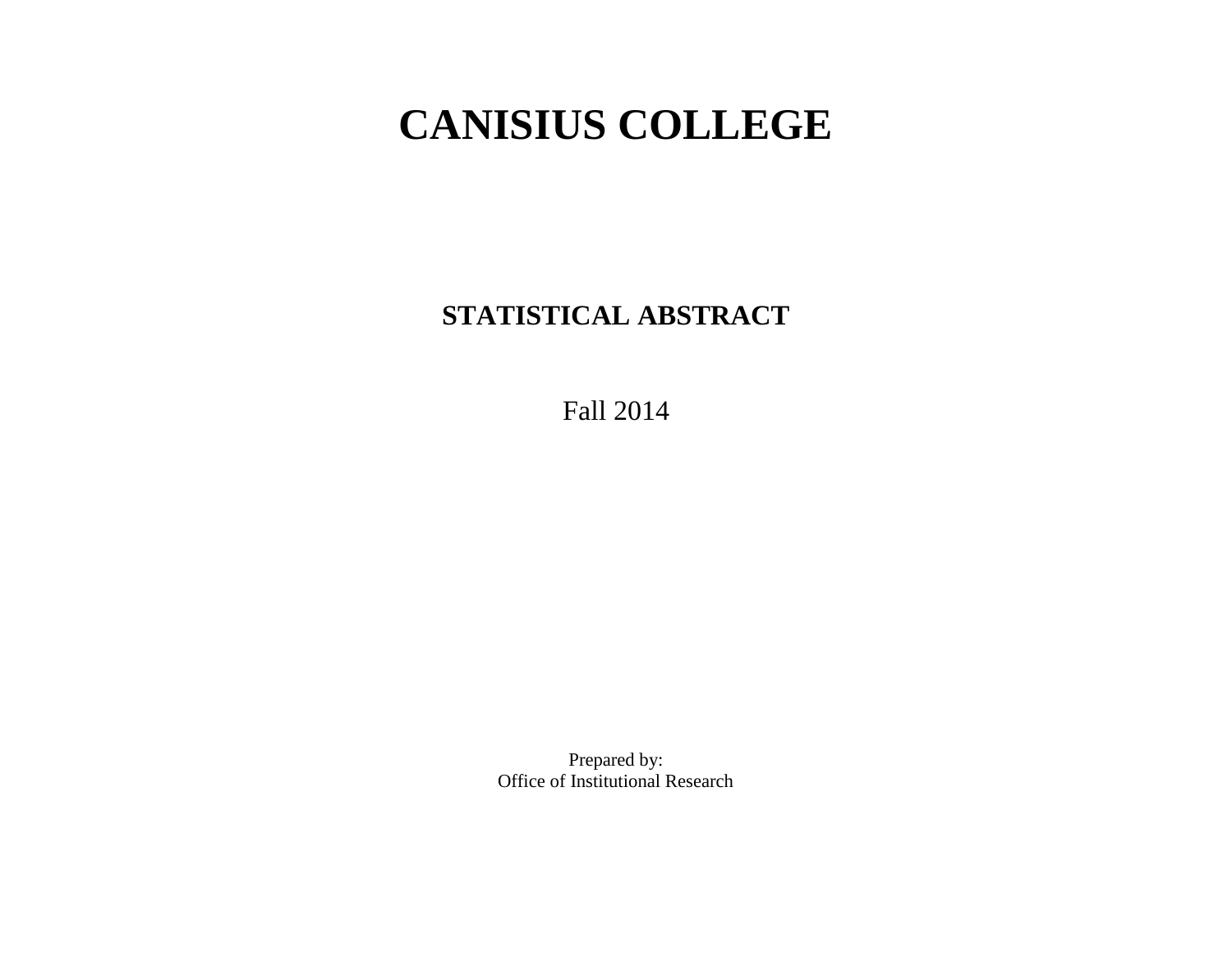# CANISIUS COLLEGE

## STATISTICAL ABSTRACT

Fall 2014

Prepared by:
Office of Institutional Research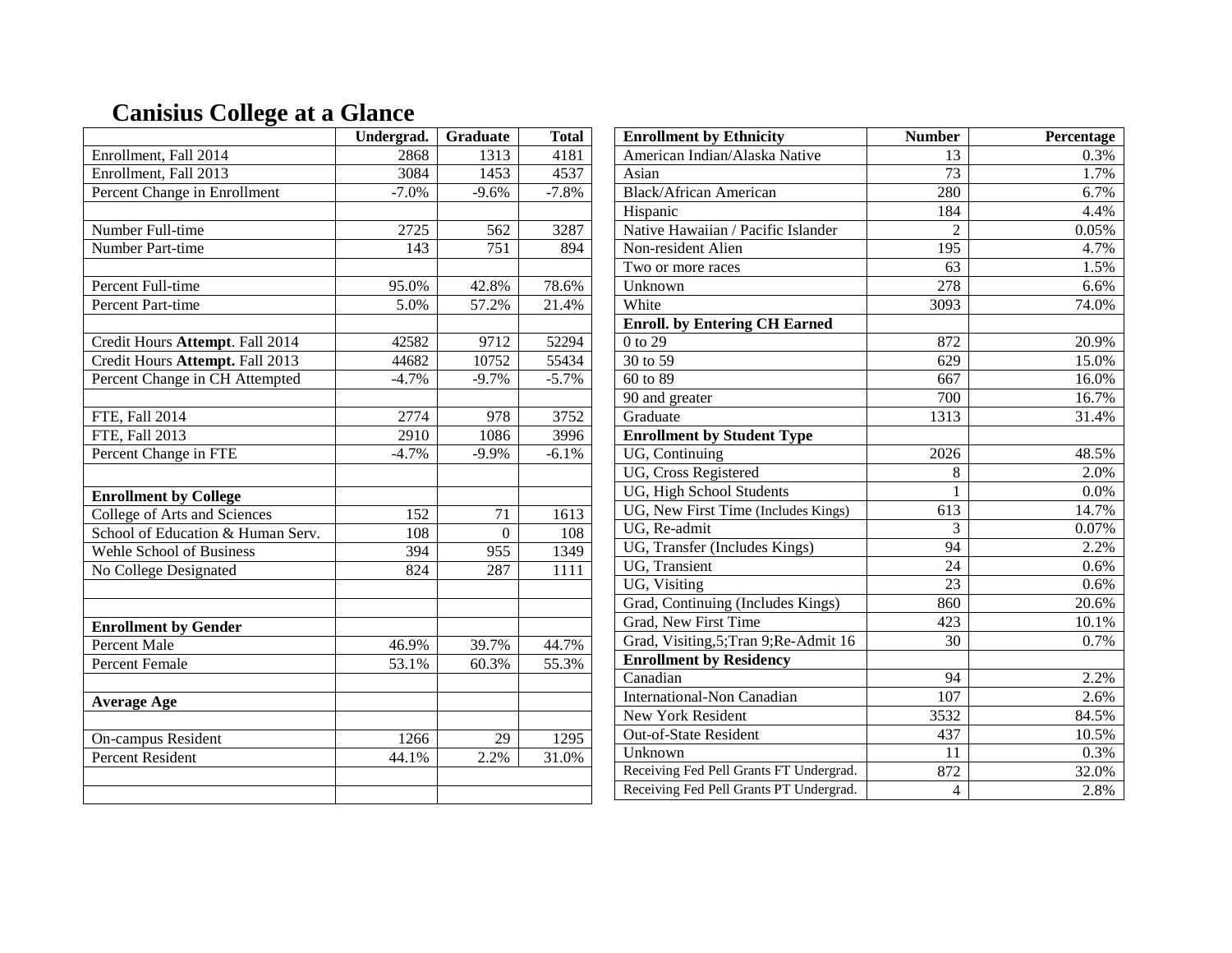# Canisius College at a Glance

| | Undergrad. | Graduate | Total |
|---|---|---|---|
| Enrollment, Fall 2014 | 2868 | 1313 | 4181 |
| Enrollment, Fall 2013 | 3084 | 1453 | 4537 |
| Percent Change in Enrollment | -7.0% | -9.6% | -7.8% |
| | | | |
| Number Full-time | 2725 | 562 | 3287 |
| Number Part-time | 143 | 751 | 894 |
| | | | |
| Percent Full-time | 95.0% | 42.8% | 78.6% |
| Percent Part-time | 5.0% | 57.2% | 21.4% |
| | | | |
| Credit Hours **Attempt**. Fall 2014 | 42582 | 9712 | 52294 |
| Credit Hours **Attempt.** Fall 2013 | 44682 | 10752 | 55434 |
| Percent Change in CH Attempted | -4.7% | -9.7% | -5.7% |
| | | | |
| FTE, Fall 2014 | 2774 | 978 | 3752 |
| FTE, Fall 2013 | 2910 | 1086 | 3996 |
| Percent Change in FTE | -4.7% | -9.9% | -6.1% |
| | | | |
| **Enrollment by College** | | | |
| College of Arts and Sciences | 152 | 71 | 1613 |
| School of Education & Human Serv. | 108 | 0 | 108 |
| Wehle School of Business | 394 | 955 | 1349 |
| No College Designated | 824 | 287 | 1111 |
| | | | |
| | | | |
| **Enrollment by Gender** | | | |
| Percent Male | 46.9% | 39.7% | 44.7% |
| Percent Female | 53.1% | 60.3% | 55.3% |
| | | | |
| **Average Age** | | | |
| | | | |
| On-campus Resident | 1266 | 29 | 1295 |
| Percent Resident | 44.1% | 2.2% | 31.0% |
| | | | |
| | | | |

| Enrollment by Ethnicity | Number | Percentage |
|---|---|---|
| American Indian/Alaska Native | 13 | 0.3% |
| Asian | 73 | 1.7% |
| Black/African American | 280 | 6.7% |
| Hispanic | 184 | 4.4% |
| Native Hawaiian / Pacific Islander | 2 | 0.05% |
| Non-resident Alien | 195 | 4.7% |
| Two or more races | 63 | 1.5% |
| Unknown | 278 | 6.6% |
| White | 3093 | 74.0% |
| **Enroll. by Entering CH Earned** | | |
| 0 to 29 | 872 | 20.9% |
| 30 to 59 | 629 | 15.0% |
| 60 to 89 | 667 | 16.0% |
| 90 and greater | 700 | 16.7% |
| Graduate | 1313 | 31.4% |
| **Enrollment by Student Type** | | |
| UG, Continuing | 2026 | 48.5% |
| UG, Cross Registered | 8 | 2.0% |
| UG, High School Students | 1 | 0.0% |
| UG, New First Time (Includes Kings) | 613 | 14.7% |
| UG, Re-admit | 3 | 0.07% |
| UG, Transfer (Includes Kings) | 94 | 2.2% |
| UG, Transient | 24 | 0.6% |
| UG, Visiting | 23 | 0.6% |
| Grad, Continuing (Includes Kings) | 860 | 20.6% |
| Grad, New First Time | 423 | 10.1% |
| Grad, Visiting,5;Tran 9;Re-Admit 16 | 30 | 0.7% |
| **Enrollment by Residency** | | |
| Canadian | 94 | 2.2% |
| International-Non Canadian | 107 | 2.6% |
| New York Resident | 3532 | 84.5% |
| Out-of-State Resident | 437 | 10.5% |
| Unknown | 11 | 0.3% |
| Receiving Fed Pell Grants FT Undergrad. | 872 | 32.0% |
| Receiving Fed Pell Grants PT Undergrad. | 4 | 2.8% |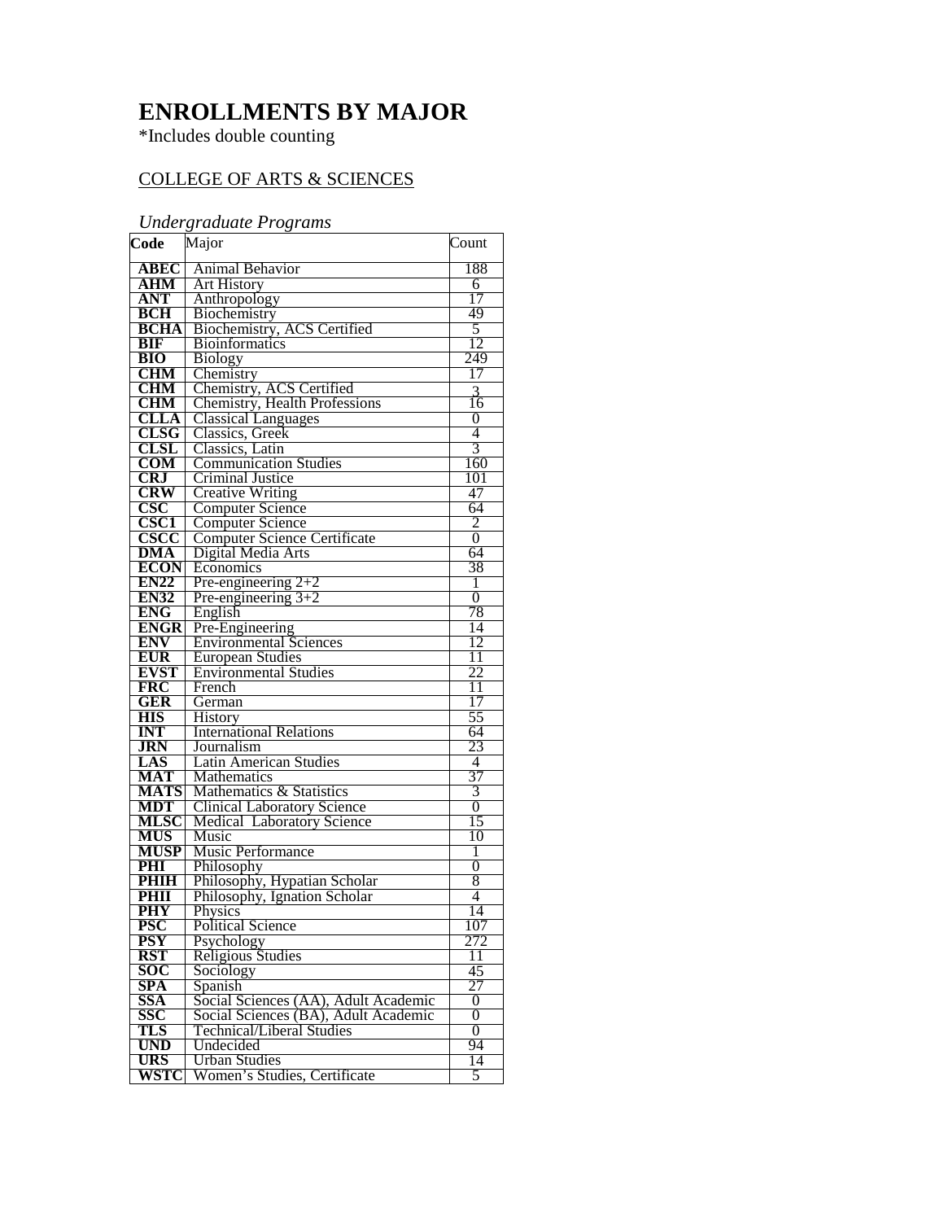# ENROLLMENTS BY MAJOR

*Includes double counting

COLLEGE OF ARTS & SCIENCES

*Undergraduate Programs*

| Code | Major | Count |
|---|---|---|
| **ABEC** | Animal Behavior | 188 |
| **AHM** | Art History | 6 |
| **ANT** | Anthropology | 17 |
| **BCH** | Biochemistry | 49 |
| **BCHA** | Biochemistry, ACS Certified | 5 |
| **BIF** | Bioinformatics | 12 |
| **BIO** | Biology | 249 |
| **CHM** | Chemistry | 17 |
| **CHM** | Chemistry, ACS Certified | 3 |
| **CHM** | Chemistry, Health Professions | 16 |
| **CLLA** | Classical Languages | 0 |
| **CLSG** | Classics, Greek | 4 |
| **CLSL** | Classics, Latin | 3 |
| **COM** | Communication Studies | 160 |
| **CRJ** | Criminal Justice | 101 |
| **CRW** | Creative Writing | 47 |
| **CSC** | Computer Science | 64 |
| **CSC1** | Computer Science | 2 |
| **CSCC** | Computer Science Certificate | 0 |
| **DMA** | Digital Media Arts | 64 |
| **ECON** | Economics | 38 |
| **EN22** | Pre-engineering 2+2 | 1 |
| **EN32** | Pre-engineering 3+2 | 0 |
| **ENG** | English | 78 |
| **ENGR** | Pre-Engineering | 14 |
| **ENV** | Environmental Sciences | 12 |
| **EUR** | European Studies | 11 |
| **EVST** | Environmental Studies | 22 |
| **FRC** | French | 11 |
| **GER** | German | 17 |
| **HIS** | History | 55 |
| **INT** | International Relations | 64 |
| **JRN** | Journalism | 23 |
| **LAS** | Latin American Studies | 4 |
| **MAT** | Mathematics | 37 |
| **MATS** | Mathematics & Statistics | 3 |
| **MDT** | Clinical Laboratory Science | 0 |
| **MLSC** | Medical Laboratory Science | 15 |
| **MUS** | Music | 10 |
| **MUSP** | Music Performance | 1 |
| **PHI** | Philosophy | 0 |
| **PHIH** | Philosophy, Hypatian Scholar | 8 |
| **PHII** | Philosophy, Ignation Scholar | 4 |
| **PHY** | Physics | 14 |
| **PSC** | Political Science | 107 |
| **PSY** | Psychology | 272 |
| **RST** | Religious Studies | 11 |
| **SOC** | Sociology | 45 |
| **SPA** | Spanish | 27 |
| **SSA** | Social Sciences (AA), Adult Academic | 0 |
| **SSC** | Social Sciences (BA), Adult Academic | 0 |
| **TLS** | Technical/Liberal Studies | 0 |
| **UND** | Undecided | 94 |
| **URS** | Urban Studies | 14 |
| **WSTC** | Women's Studies, Certificate | 5 |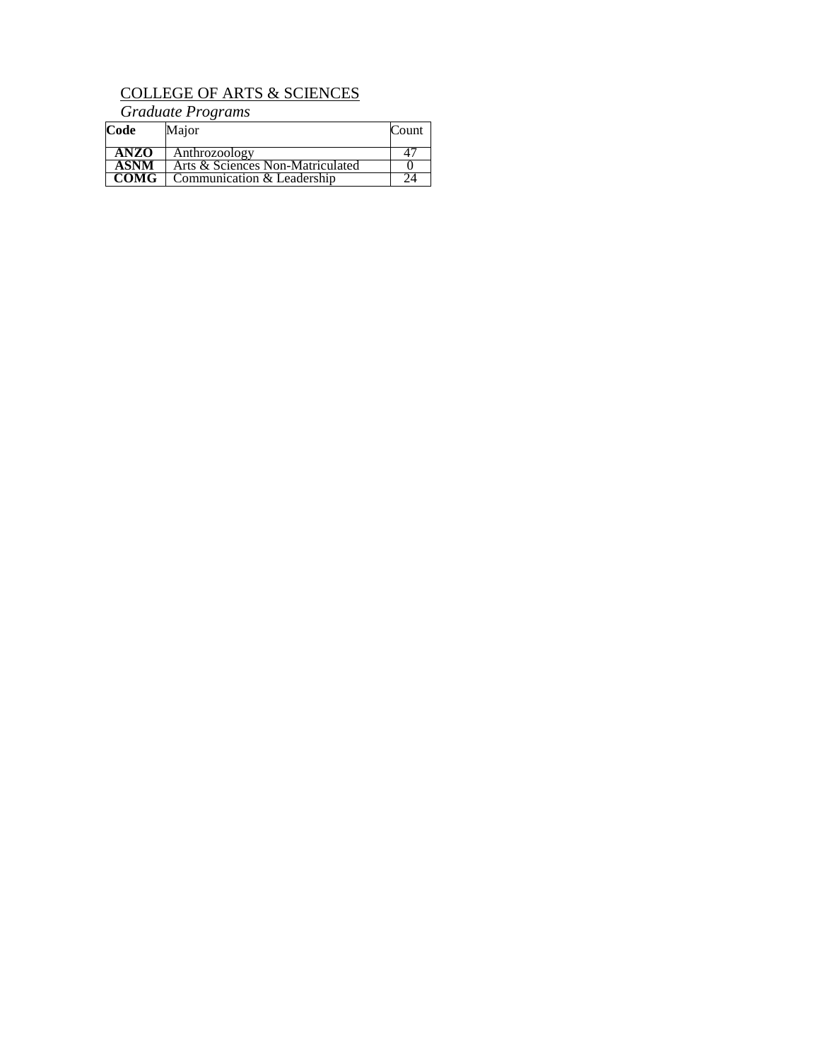COLLEGE OF ARTS & SCIENCES

*Graduate Programs*

| **Code** | Major | Count |
|---|---|---|
| **ANZO** | Anthrozoology | 47 |
| **ASNM** | Arts & Sciences Non-Matriculated | 0 |
| **COMG** | Communication & Leadership | 24 |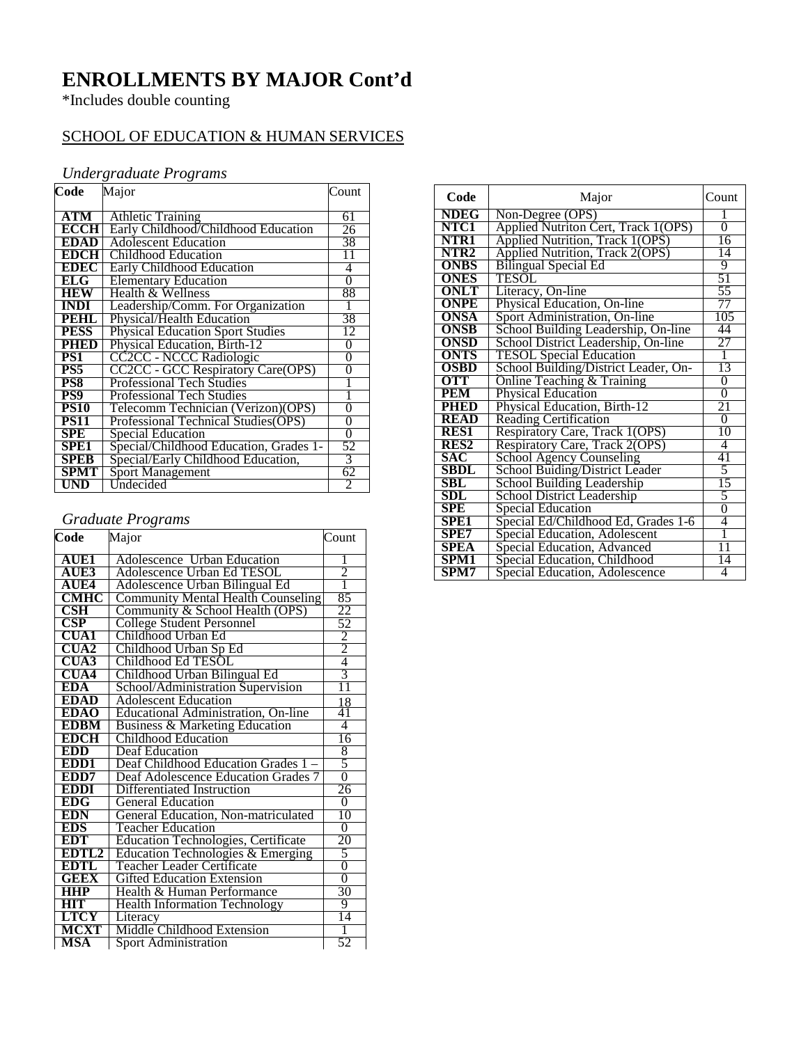# ENROLLMENTS BY MAJOR Cont'd

*Includes double counting

SCHOOL OF EDUCATION & HUMAN SERVICES

*Undergraduate Programs*

| Code | Major | Count |
|---|---|---|
| ATM | Athletic Training | 61 |
| ECCH | Early Childhood/Childhood Education | 26 |
| EDAD | Adolescent Education | 38 |
| EDCH | Childhood Education | 11 |
| EDEC | Early Childhood Education | 4 |
| ELG | Elementary Education | 0 |
| HEW | Health & Wellness | 88 |
| INDI | Leadership/Comm. For Organization | 1 |
| PEHL | Physical/Health Education | 38 |
| PESS | Physical Education Sport Studies | 12 |
| PHED | Physical Education, Birth-12 | 0 |
| PS1 | CC2CC - NCCC Radiologic | 0 |
| PS5 | CC2CC - GCC Respiratory Care(OPS) | 0 |
| PS8 | Professional Tech Studies | 1 |
| PS9 | Professional Tech Studies | 1 |
| PS10 | Telecomm Technician (Verizon)(OPS) | 0 |
| PS11 | Professional Technical Studies(OPS) | 0 |
| SPE | Special Education | 0 |
| SPE1 | Special/Childhood Education, Grades 1- | 52 |
| SPEB | Special/Early Childhood Education, | 3 |
| SPMT | Sport Management | 62 |
| UND | Undecided | 2 |

*Graduate Programs*

| Code | Major | Count |
|---|---|---|
| AUE1 | Adolescence Urban Education | 1 |
| AUE3 | Adolescence Urban Ed TESOL | 2 |
| AUE4 | Adolescence Urban Bilingual Ed | 1 |
| CMHC | Community Mental Health Counseling | 85 |
| CSH | Community & School Health (OPS) | 22 |
| CSP | College Student Personnel | 52 |
| CUA1 | Childhood Urban Ed | 2 |
| CUA2 | Childhood Urban Sp Ed | 2 |
| CUA3 | Childhood Ed TESOL | 4 |
| CUA4 | Childhood Urban Bilingual Ed | 3 |
| EDA | School/Administration Supervision | 11 |
| EDAD | Adolescent Education | 18 |
| EDAO | Educational Administration, On-line | 41 |
| EDBM | Business & Marketing Education | 4 |
| EDCH | Childhood Education | 16 |
| EDD | Deaf Education | 8 |
| EDD1 | Deaf Childhood Education Grades 1 – | 5 |
| EDD7 | Deaf Adolescence Education Grades 7 | 0 |
| EDDI | Differentiated Instruction | 26 |
| EDG | General Education | 0 |
| EDN | General Education, Non-matriculated | 10 |
| EDS | Teacher Education | 0 |
| EDT | Education Technologies, Certificate | 20 |
| EDTL2 | Education Technologies & Emerging | 5 |
| EDTL | Teacher Leader Certificate | 0 |
| GEEX | Gifted Education Extension | 0 |
| HHP | Health & Human Performance | 30 |
| HIT | Health Information Technology | 9 |
| LTCY | Literacy | 14 |
| MCXT | Middle Childhood Extension | 1 |
| MSA | Sport Administration | 52 |
| NDEG | Non-Degree (OPS) | 1 |
| NTC1 | Applied Nutriton Cert, Track 1(OPS) | 0 |
| NTR1 | Applied Nutrition, Track 1(OPS) | 16 |
| NTR2 | Applied Nutrition, Track 2(OPS) | 14 |
| ONBS | Bilingual Special Ed | 9 |
| ONES | TESOL | 51 |
| ONLT | Literacy, On-line | 55 |
| ONPE | Physical Education, On-line | 77 |
| ONSA | Sport Administration, On-line | 105 |
| ONSB | School Building Leadership, On-line | 44 |
| ONSD | School District Leadership, On-line | 27 |
| ONTS | TESOL Special Education | 1 |
| OSBD | School Building/District Leader, On- | 13 |
| OTT | Online Teaching & Training | 0 |
| PEM | Physical Education | 0 |
| PHED | Physical Education, Birth-12 | 21 |
| READ | Reading Certification | 0 |
| RES1 | Respiratory Care, Track 1(OPS) | 10 |
| RES2 | Respiratory Care, Track 2(OPS) | 4 |
| SAC | School Agency Counseling | 41 |
| SBDL | School Buiding/District Leader | 5 |
| SBL | School Building Leadership | 15 |
| SDL | School District Leadership | 5 |
| SPE | Special Education | 0 |
| SPE1 | Special Ed/Childhood Ed, Grades 1-6 | 4 |
| SPE7 | Special Education, Adolescent | 1 |
| SPEA | Special Education, Advanced | 11 |
| SPM1 | Special Education, Childhood | 14 |
| SPM7 | Special Education, Adolescence | 4 |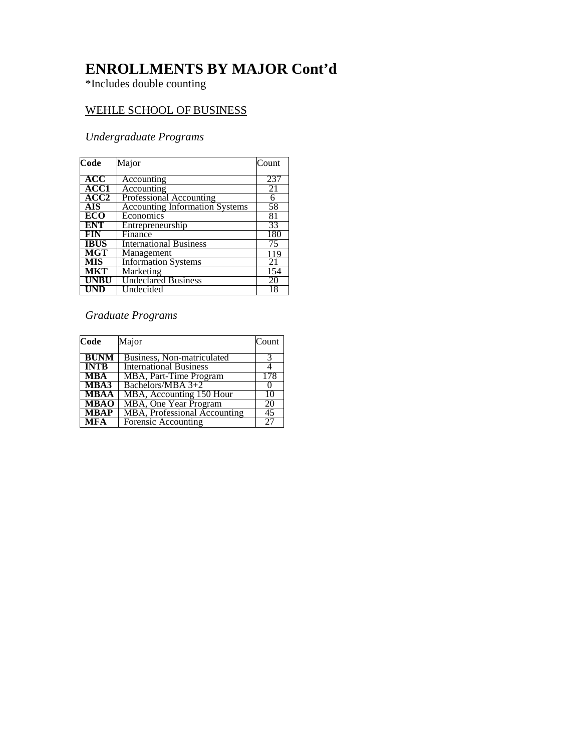# ENROLLMENTS BY MAJOR Cont'd

*Includes double counting

WEHLE SCHOOL OF BUSINESS

*Undergraduate Programs*

| Code | Major | Count |
|---|---|---|
| **ACC** | Accounting | 237 |
| **ACC1** | Accounting | 21 |
| **ACC2** | Professional Accounting | 6 |
| **AIS** | Accounting Information Systems | 58 |
| **ECO** | Economics | 81 |
| **ENT** | Entrepreneurship | 33 |
| **FIN** | Finance | 180 |
| **IBUS** | International Business | 75 |
| **MGT** | Management | 119 |
| **MIS** | Information Systems | 21 |
| **MKT** | Marketing | 154 |
| **UNBU** | Undeclared Business | 20 |
| **UND** | Undecided | 18 |

*Graduate Programs*

| Code | Major | Count |
|---|---|---|
| **BUNM** | Business, Non-matriculated | 3 |
| **INTB** | International Business | 4 |
| **MBA** | MBA, Part-Time Program | 178 |
| **MBA3** | Bachelors/MBA 3+2 | 0 |
| **MBAA** | MBA, Accounting 150 Hour | 10 |
| **MBAO** | MBA, One Year Program | 20 |
| **MBAP** | MBA, Professional Accounting | 45 |
| **MFA** | Forensic Accounting | 27 |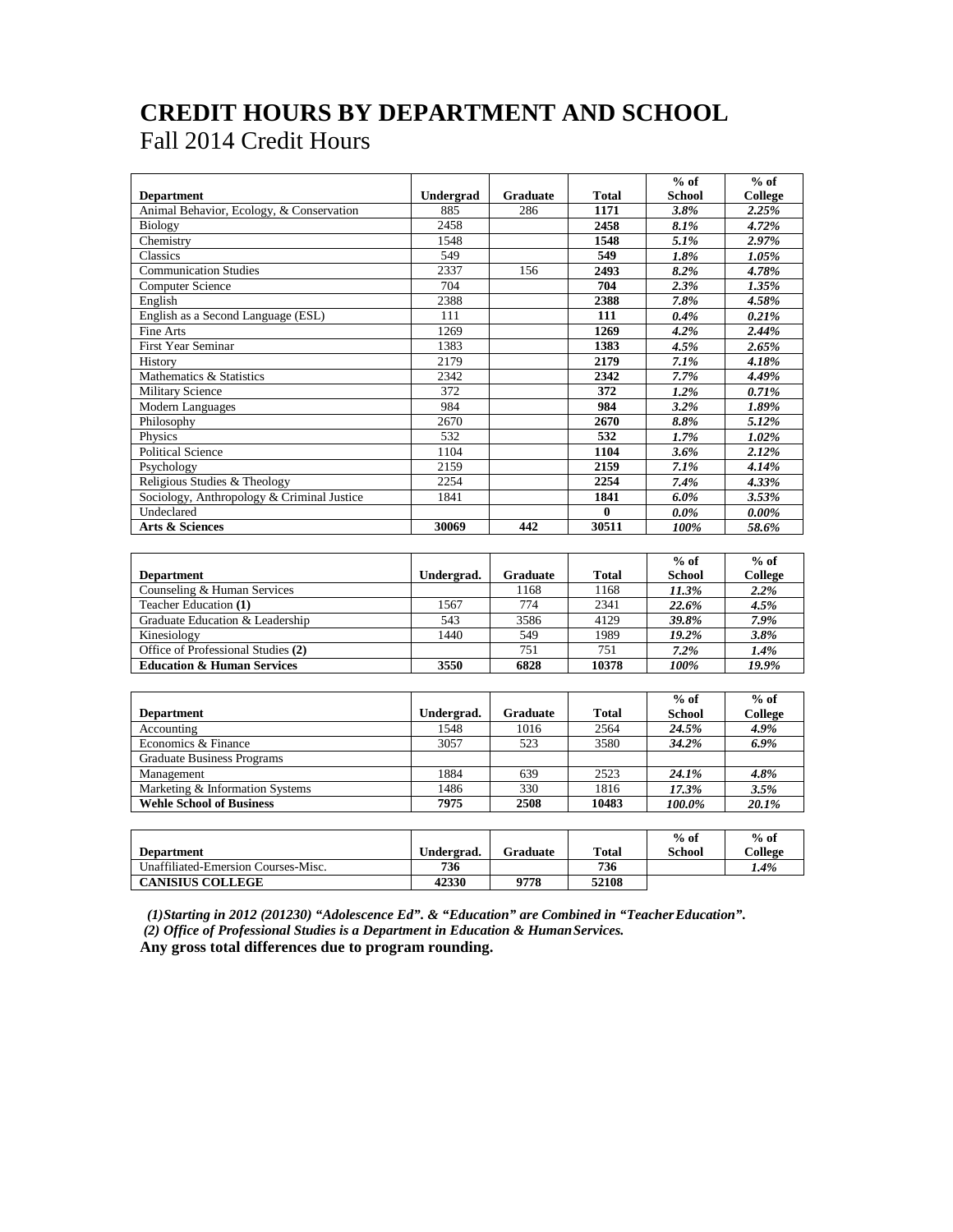# CREDIT HOURS BY DEPARTMENT AND SCHOOL

Fall 2014 Credit Hours

| Department | Undergrad | Graduate | Total | % of School | % of College |
|---|---|---|---|---|---|
| Animal Behavior, Ecology, & Conservation | 885 | 286 | **1171** | ***3.8%*** | ***2.25%*** |
| Biology | 2458 | | **2458** | ***8.1%*** | ***4.72%*** |
| Chemistry | 1548 | | **1548** | ***5.1%*** | ***2.97%*** |
| Classics | 549 | | **549** | ***1.8%*** | ***1.05%*** |
| Communication Studies | 2337 | 156 | **2493** | ***8.2%*** | ***4.78%*** |
| Computer Science | 704 | | **704** | ***2.3%*** | ***1.35%*** |
| English | 2388 | | **2388** | ***7.8%*** | ***4.58%*** |
| English as a Second Language (ESL) | 111 | | **111** | ***0.4%*** | ***0.21%*** |
| Fine Arts | 1269 | | **1269** | ***4.2%*** | ***2.44%*** |
| First Year Seminar | 1383 | | **1383** | ***4.5%*** | ***2.65%*** |
| History | 2179 | | **2179** | ***7.1%*** | ***4.18%*** |
| Mathematics & Statistics | 2342 | | **2342** | ***7.7%*** | ***4.49%*** |
| Military Science | 372 | | **372** | ***1.2%*** | ***0.71%*** |
| Modern Languages | 984 | | **984** | ***3.2%*** | ***1.89%*** |
| Philosophy | 2670 | | **2670** | ***8.8%*** | ***5.12%*** |
| Physics | 532 | | **532** | ***1.7%*** | ***1.02%*** |
| Political Science | 1104 | | **1104** | ***3.6%*** | ***2.12%*** |
| Psychology | 2159 | | **2159** | ***7.1%*** | ***4.14%*** |
| Religious Studies & Theology | 2254 | | **2254** | ***7.4%*** | ***4.33%*** |
| Sociology, Anthropology & Criminal Justice | 1841 | | **1841** | ***6.0%*** | ***3.53%*** |
| Undeclared | | | **0** | ***0.0%*** | ***0.00%*** |
| **Arts & Sciences** | **30069** | **442** | **30511** | ***100%*** | ***58.6%*** |

| Department | Undergrad. | Graduate | Total | % of School | % of College |
|---|---|---|---|---|---|
| Counseling & Human Services | | 1168 | 1168 | ***11.3%*** | ***2.2%*** |
| Teacher Education **(1)** | 1567 | 774 | 2341 | ***22.6%*** | ***4.5%*** |
| Graduate Education & Leadership | 543 | 3586 | 4129 | ***39.8%*** | ***7.9%*** |
| Kinesiology | 1440 | 549 | 1989 | ***19.2%*** | ***3.8%*** |
| Office of Professional Studies **(2)** | | 751 | 751 | ***7.2%*** | ***1.4%*** |
| **Education & Human Services** | **3550** | **6828** | **10378** | ***100%*** | ***19.9%*** |

| Department | Undergrad. | Graduate | Total | % of School | % of College |
|---|---|---|---|---|---|
| Accounting | 1548 | 1016 | 2564 | ***24.5%*** | ***4.9%*** |
| Economics & Finance | 3057 | 523 | 3580 | ***34.2%*** | ***6.9%*** |
| Graduate Business Programs | | | | | |
| Management | 1884 | 639 | 2523 | ***24.1%*** | ***4.8%*** |
| Marketing & Information Systems | 1486 | 330 | 1816 | ***17.3%*** | ***3.5%*** |
| **Wehle School of Business** | **7975** | **2508** | **10483** | ***100.0%*** | ***20.1%*** |

| Department | Undergrad. | Graduate | Total | % of School | % of College |
|---|---|---|---|---|---|
| Unaffiliated-Emersion Courses-Misc. | **736** | | **736** | | ***1.4%*** |
| **CANISIUS COLLEGE** | **42330** | **9778** | **52108** | | |

***(1)Starting in 2012 (201230) "Adolescence Ed". & "Education" are Combined in "Teacher Education".***

***(2) Office of Professional Studies is a Department in Education & Human Services.***

**Any gross total differences due to program rounding.**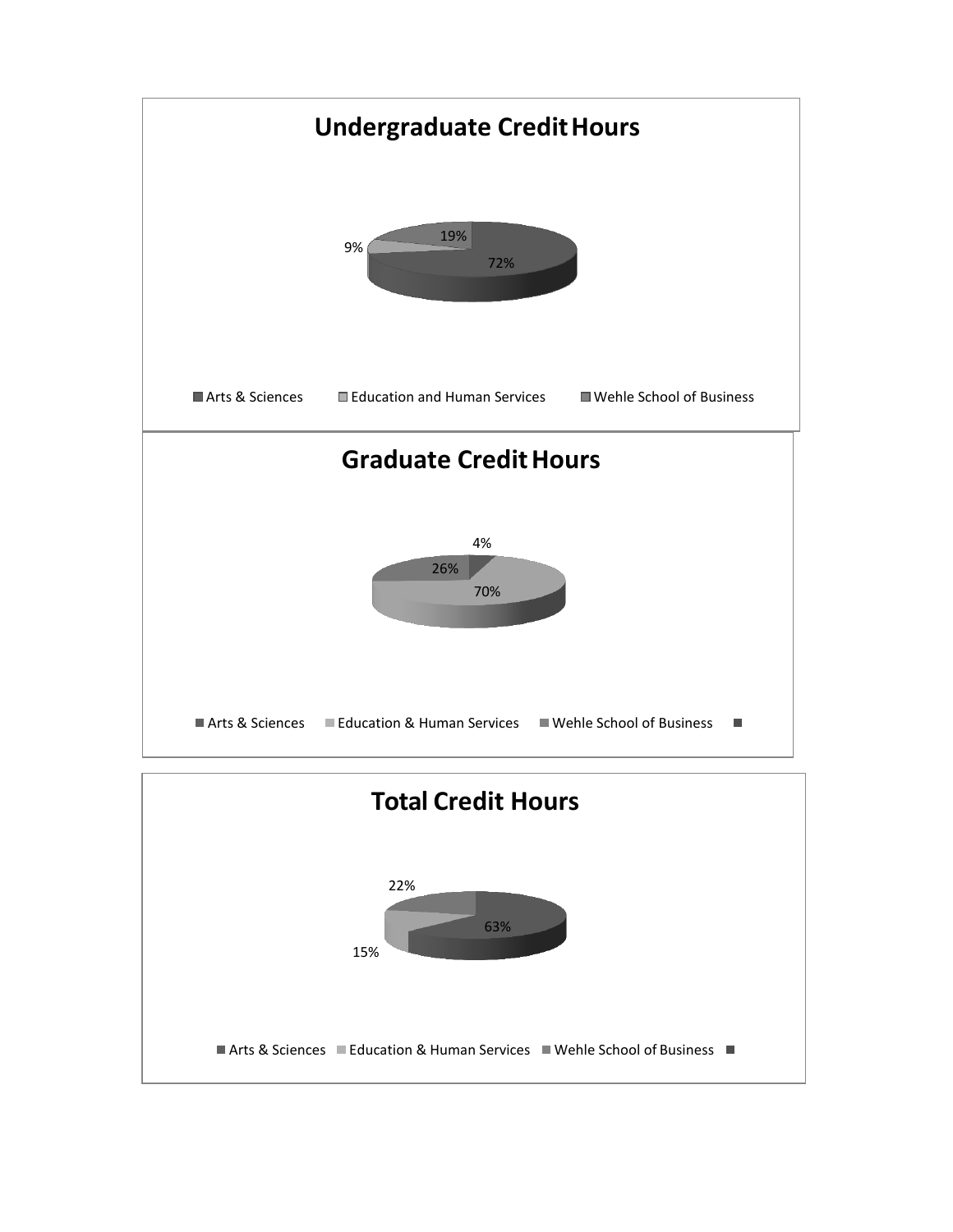## Undergraduate Credit Hours

9%

19%

72%

Arts & Sciences    Education and Human Services    Wehle School of Business

## Graduate Credit Hours

4%

26%

70%

Arts & Sciences    Education & Human Services    Wehle School of Business

## Total Credit Hours

22%

63%

15%

Arts & Sciences    Education & Human Services    Wehle School of Business